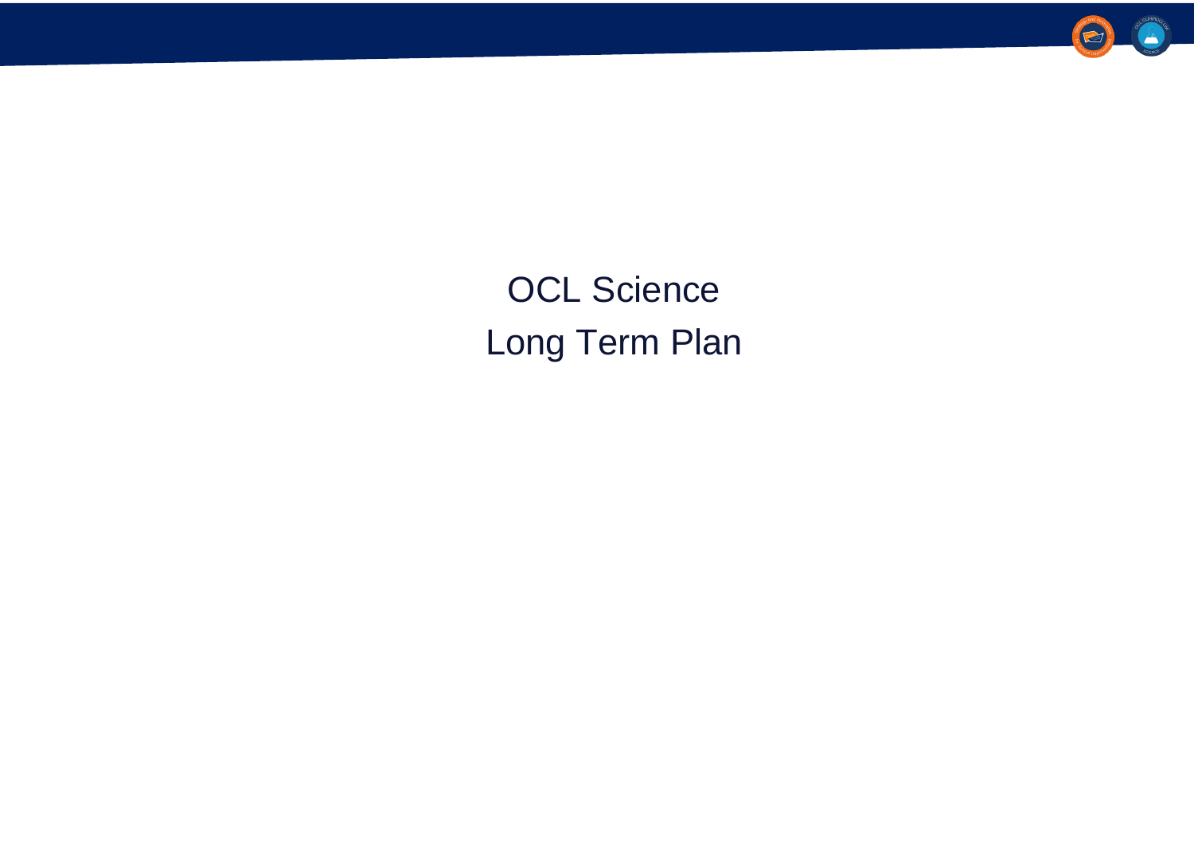# OCL Science

# Long Term Plan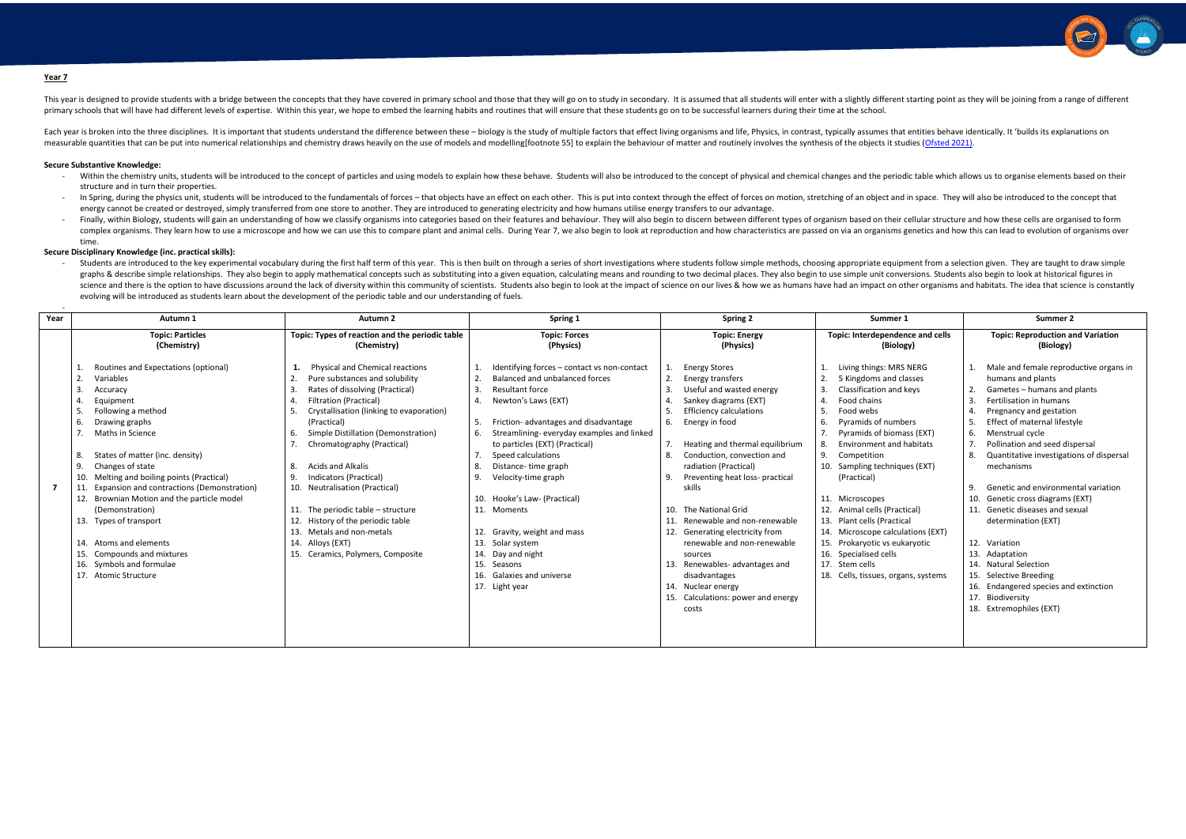## Year 7

This year is designed to provide students with a bridge between the concepts that they have covered in primary school and those that they will go on to study in secondary. It is assumed that all students will enter with a slightly different starting point as they will be joining from a range of different primary schools that will have had different levels of expertise. Within this year, we hope to embed the learning habits and routines that will ensure that these students go on to be successful learners during their time at the school.

Each year is broken into the three disciplines. It is important that students understand the difference between these – biology is the study of multiple factors that effect living organisms and life, Physics, in contrast, typically assumes that entities behave identically. It 'builds its explanations on measurable quantities that can be put into numerical relationships and chemistry draws heavily on the use of models and modelling[footnote 55] to explain the behaviour of matter and routinely involves the synthesis of the objects it studies (Ofsted 2021).

**Secure Substantive Knowledge:**

- Within the chemistry units, students will be introduced to the concept of particles and using models to explain how these behave. Students will also be introduced to the concept of physical and chemical changes and the periodic table which allows us to organise elements based on their structure and in turn their properties.
- In Spring, during the physics unit, students will be introduced to the fundamentals of forces – that objects have an effect on each other. This is put into context through the effect of forces on motion, stretching of an object and in space. They will also be introduced to the concept that energy cannot be created or destroyed, simply transferred from one store to another. They are introduced to generating electricity and how humans utilise energy transfers to our advantage.
- Finally, within Biology, students will gain an understanding of how we classify organisms into categories based on their features and behaviour. They will also begin to discern between different types of organism based on their cellular structure and how these cells are organised to form complex organisms. They learn how to use a microscope and how we can use this to compare plant and animal cells. During Year 7, we also begin to look at reproduction and how characteristics are passed on via an organisms genetics and how this can lead to evolution of organisms over time.

**Secure Disciplinary Knowledge (inc. practical skills):**

- Students are introduced to the key experimental vocabulary during the first half term of this year. This is then built on through a series of short investigations where students follow simple methods, choosing appropriate equipment from a selection given. They are taught to draw simple graphs & describe simple relationships. They also begin to apply mathematical concepts such as substituting into a given equation, calculating means and rounding to two decimal places. They also begin to use simple unit conversions. Students also begin to look at historical figures in science and there is the option to have discussions around the lack of diversity within this community of scientists. Students also begin to look at the impact of science on our lives & how we as humans have had an impact on other organisms and habitats. The idea that science is constantly evolving will be introduced as students learn about the development of the periodic table and our understanding of fuels.

| Year | Autumn 1 | Autumn 2 | Spring 1 | Spring 2 | Summer 1 | Summer 2 |
|---|---|---|---|---|---|---|
| 7 | **Topic: Particles (Chemistry)**<br>1. Routines and Expectations (optional)<br>2. Variables<br>3. Accuracy<br>4. Equipment<br>5. Following a method<br>6. Drawing graphs<br>7. Maths in Science<br>8. States of matter (inc. density)<br>9. Changes of state<br>10. Melting and boiling points (Practical)<br>11. Expansion and contractions (Demonstration)<br>12. Brownian Motion and the particle model (Demonstration)<br>13. Types of transport<br>14. Atoms and elements<br>15. Compounds and mixtures<br>16. Symbols and formulae<br>17. Atomic Structure | **Topic: Types of reaction and the periodic table (Chemistry)**<br>1. Physical and Chemical reactions<br>2. Pure substances and solubility<br>3. Rates of dissolving (Practical)<br>4. Filtration (Practical)<br>5. Crystallisation (linking to evaporation) (Practical)<br>6. Simple Distillation (Demonstration)<br>7. Chromatography (Practical)<br>8. Acids and Alkalis<br>9. Indicators (Practical)<br>10. Neutralisation (Practical)<br>11. The periodic table – structure<br>12. History of the periodic table<br>13. Metals and non-metals<br>14. Alloys (EXT)<br>15. Ceramics, Polymers, Composite | **Topic: Forces (Physics)**<br>1. Identifying forces – contact vs non-contact<br>2. Balanced and unbalanced forces<br>3. Resultant force<br>4. Newton's Laws (EXT)<br>5. Friction- advantages and disadvantage<br>6. Streamlining- everyday examples and linked to particles (EXT) (Practical)<br>7. Speed calculations<br>8. Distance- time graph<br>9. Velocity-time graph<br>10. Hooke's Law- (Practical)<br>11. Moments<br>12. Gravity, weight and mass<br>13. Solar system<br>14. Day and night<br>15. Seasons<br>16. Galaxies and universe<br>17. Light year | **Topic: Energy (Physics)**<br>1. Energy Stores<br>2. Energy transfers<br>3. Useful and wasted energy<br>4. Sankey diagrams (EXT)<br>5. Efficiency calculations<br>6. Energy in food<br>7. Heating and thermal equilibrium<br>8. Conduction, convection and radiation (Practical)<br>9. Preventing heat loss- practical skills<br>10. The National Grid<br>11. Renewable and non-renewable<br>12. Generating electricity from renewable and non-renewable sources<br>13. Renewables- advantages and disadvantages<br>14. Nuclear energy<br>15. Calculations: power and energy costs | **Topic: Interdependence and cells (Biology)**<br>1. Living things: MRS NERG<br>2. 5 Kingdoms and classes<br>3. Classification and keys<br>4. Food chains<br>5. Food webs<br>6. Pyramids of numbers<br>7. Pyramids of biomass (EXT)<br>8. Environment and habitats<br>9. Competition<br>10. Sampling techniques (EXT) (Practical)<br>11. Microscopes<br>12. Animal cells (Practical)<br>13. Plant cells (Practical<br>14. Microscope calculations (EXT)<br>15. Prokaryotic vs eukaryotic<br>16. Specialised cells<br>17. Stem cells<br>18. Cells, tissues, organs, systems | **Topic: Reproduction and Variation (Biology)**<br>1. Male and female reproductive organs in humans and plants<br>2. Gametes – humans and plants<br>3. Fertilisation in humans<br>4. Pregnancy and gestation<br>5. Effect of maternal lifestyle<br>6. Menstrual cycle<br>7. Pollination and seed dispersal<br>8. Quantitative investigations of dispersal mechanisms<br>9. Genetic and environmental variation<br>10. Genetic cross diagrams (EXT)<br>11. Genetic diseases and sexual determination (EXT)<br>12. Variation<br>13. Adaptation<br>14. Natural Selection<br>15. Selective Breeding<br>16. Endangered species and extinction<br>17. Biodiversity<br>18. Extremophiles (EXT) |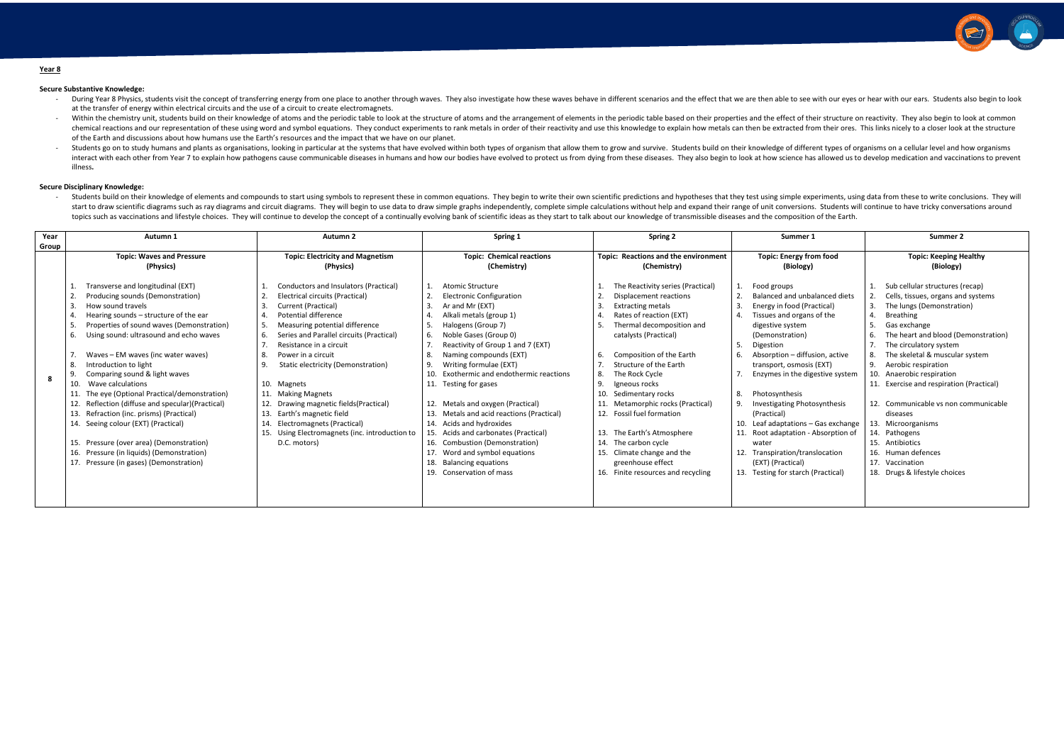## Year 8

### Secure Substantive Knowledge:

- During Year 8 Physics, students visit the concept of transferring energy from one place to another through waves. They also investigate how these waves behave in different scenarios and the effect that we are then able to see with our eyes or hear with our ears. Students also begin to look at the transfer of energy within electrical circuits and the use of a circuit to create electromagnets.
- Within the chemistry unit, students build on their knowledge of atoms and the periodic table to look at the structure of atoms and the arrangement of elements in the periodic table based on their properties and the effect of their structure on reactivity. They also begin to look at common chemical reactions and our representation of these using word and symbol equations. They conduct experiments to rank metals in order of their reactivity and use this knowledge to explain how metals can then be extracted from their ores. This links nicely to a closer look at the structure of the Earth and discussions about how humans use the Earth's resources and the impact that we have on our planet.
- Students go on to study humans and plants as organisations, looking in particular at the systems that have evolved within both types of organism that allow them to grow and survive. Students build on their knowledge of different types of organisms on a cellular level and how organisms interact with each other from Year 7 to explain how pathogens cause communicable diseases in humans and how our bodies have evolved to protect us from dying from these diseases. They also begin to look at how science has allowed us to develop medication and vaccinations to prevent illness.

### Secure Disciplinary Knowledge:

- Students build on their knowledge of elements and compounds to start using symbols to represent these in common equations. They begin to write their own scientific predictions and hypotheses that they test using simple experiments, using data from these to write conclusions. They will start to draw scientific diagrams such as ray diagrams and circuit diagrams. They will begin to use data to draw simple graphs independently, complete simple calculations without help and expand their range of unit conversions. Students will continue to have tricky conversations around topics such as vaccinations and lifestyle choices. They will continue to develop the concept of a continually evolving bank of scientific ideas as they start to talk about our knowledge of transmissible diseases and the composition of the Earth.

| Year Group | Autumn 1 | Autumn 2 | Spring 1 | Spring 2 | Summer 1 | Summer 2 |
|---|---|---|---|---|---|---|
| | **Topic: Waves and Pressure (Physics)** | **Topic: Electricity and Magnetism (Physics)** | **Topic: Chemical reactions (Chemistry)** | **Topic: Reactions and the environment (Chemistry)** | **Topic: Energy from food (Biology)** | **Topic: Keeping Healthy (Biology)** |
| 8 | 1. Transverse and longitudinal (EXT)<br>2. Producing sounds (Demonstration)<br>3. How sound travels<br>4. Hearing sounds – structure of the ear<br>5. Properties of sound waves (Demonstration)<br>6. Using sound: ultrasound and echo waves<br>7. Waves – EM waves (inc water waves)<br>8. Introduction to light<br>9. Comparing sound & light waves<br>10. Wave calculations<br>11. The eye (Optional Practical/demonstration)<br>12. Reflection (diffuse and specular)(Practical)<br>13. Refraction (inc. prisms) (Practical)<br>14. Seeing colour (EXT) (Practical)<br>15. Pressure (over area) (Demonstration)<br>16. Pressure (in liquids) (Demonstration)<br>17. Pressure (in gases) (Demonstration) | 1. Conductors and Insulators (Practical)<br>2. Electrical circuits (Practical)<br>3. Current (Practical)<br>4. Potential difference<br>5. Measuring potential difference<br>6. Series and Parallel circuits (Practical)<br>7. Resistance in a circuit<br>8. Power in a circuit<br>9. Static electricity (Demonstration)<br>10. Magnets<br>11. Making Magnets<br>12. Drawing magnetic fields(Practical)<br>13. Earth's magnetic field<br>14. Electromagnets (Practical)<br>15. Using Electromagnets (inc. introduction to D.C. motors) | 1. Atomic Structure<br>2. Electronic Configuration<br>3. Ar and Mr (EXT)<br>4. Alkali metals (group 1)<br>5. Halogens (Group 7)<br>6. Noble Gases (Group 0)<br>7. Reactivity of Group 1 and 7 (EXT)<br>8. Naming compounds (EXT)<br>9. Writing formulae (EXT)<br>10. Exothermic and endothermic reactions<br>11. Testing for gases<br>12. Metals and oxygen (Practical)<br>13. Metals and acid reactions (Practical)<br>14. Acids and hydroxides<br>15. Acids and carbonates (Practical)<br>16. Combustion (Demonstration)<br>17. Word and symbol equations<br>18. Balancing equations<br>19. Conservation of mass | 1. The Reactivity series (Practical)<br>2. Displacement reactions<br>3. Extracting metals<br>4. Rates of reaction (EXT)<br>5. Thermal decomposition and catalysts (Practical)<br>6. Composition of the Earth<br>7. Structure of the Earth<br>8. The Rock Cycle<br>9. Igneous rocks<br>10. Sedimentary rocks<br>11. Metamorphic rocks (Practical)<br>12. Fossil fuel formation<br>13. The Earth's Atmosphere<br>14. The carbon cycle<br>15. Climate change and the greenhouse effect<br>16. Finite resources and recycling | 1. Food groups<br>2. Balanced and unbalanced diets<br>3. Energy in food (Practical)<br>4. Tissues and organs of the digestive system (Demonstration)<br>5. Digestion<br>6. Absorption – diffusion, active transport, osmosis (EXT)<br>7. Enzymes in the digestive system<br>8. Photosynthesis<br>9. Investigating Photosynthesis (Practical)<br>10. Leaf adaptations – Gas exchange<br>11. Root adaptation - Absorption of water<br>12. Transpiration/translocation (EXT) (Practical)<br>13. Testing for starch (Practical) | 1. Sub cellular structures (recap)<br>2. Cells, tissues, organs and systems<br>3. The lungs (Demonstration)<br>4. Breathing<br>5. Gas exchange<br>6. The heart and blood (Demonstration)<br>7. The circulatory system<br>8. The skeletal & muscular system<br>9. Aerobic respiration<br>10. Anaerobic respiration<br>11. Exercise and respiration (Practical)<br>12. Communicable vs non communicable diseases<br>13. Microorganisms<br>14. Pathogens<br>15. Antibiotics<br>16. Human defences<br>17. Vaccination<br>18. Drugs & lifestyle choices |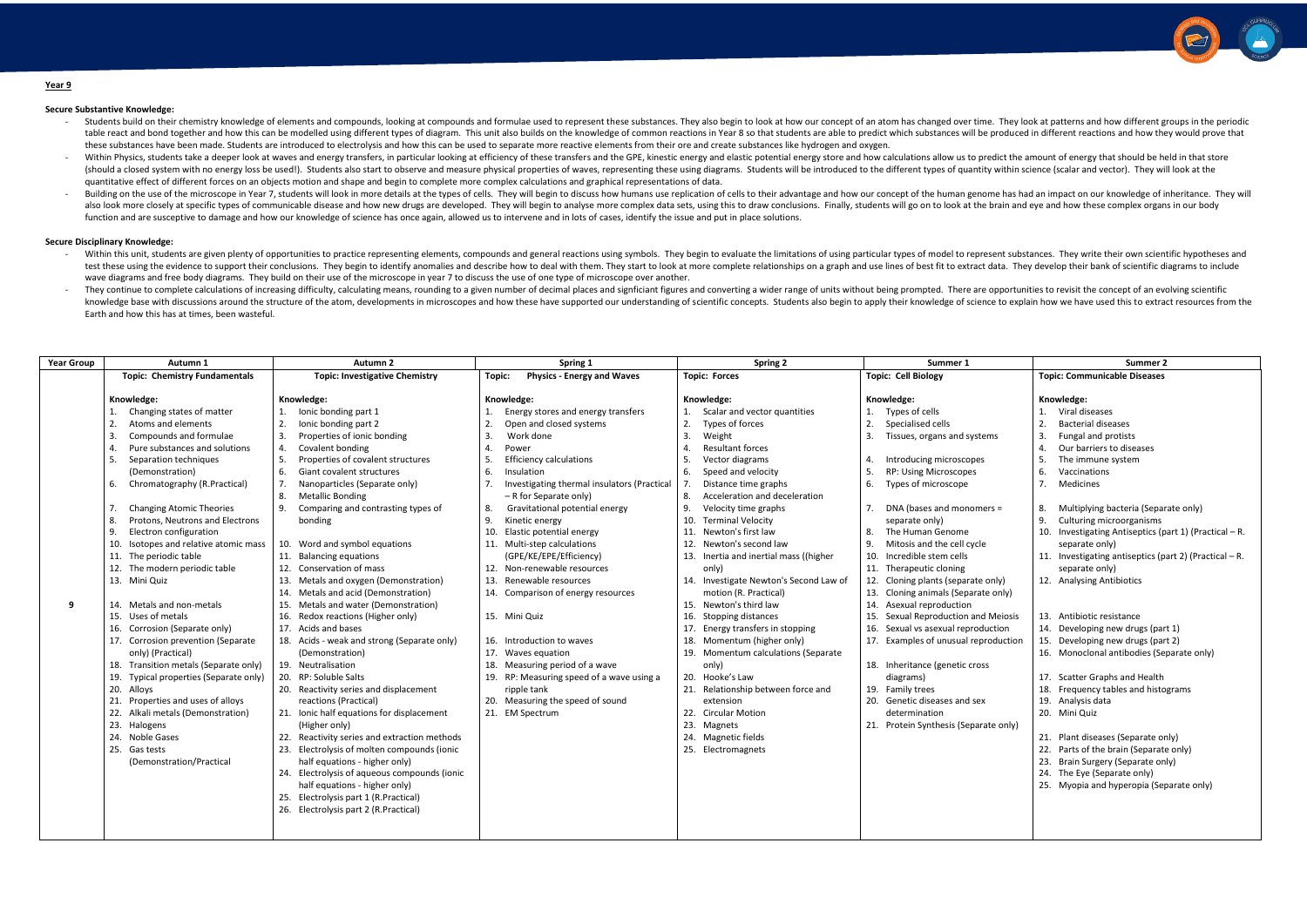## Year 9

### Secure Substantive Knowledge:

- Students build on their chemistry knowledge of elements and compounds, looking at compounds and formulae used to represent these substances. They also begin to look at how our concept of an atom has changed over time. They look at patterns and how different groups in the periodic table react and bond together and how this can be modelled using different types of diagram. This unit also builds on the knowledge of common reactions in Year 8 so that students are able to predict which substances will be produced in different reactions and how they would prove that these substances have been made. Students are introduced to electrolysis and how this can be used to separate more reactive elements from their ore and create substances like hydrogen and oxygen.
- Within Physics, students take a deeper look at waves and energy transfers, in particular looking at efficiency of these transfers and the GPE, kinestic energy and elastic potential energy store and how calculations allow us to predict the amount of energy that should be held in that store (should a closed system with no energy loss be used!). Students also start to observe and measure physical properties of waves, representing these using diagrams. Students will be introduced to the different types of quantity within science (scalar and vector). They will look at the quantitative effect of different forces on an objects motion and shape and begin to complete more complex calculations and graphical representations of data.
- Building on the use of the microscope in Year 7, students will look in more details at the types of cells. They will begin to discuss how humans use replication of cells to their advantage and how our concept of the human genome has had an impact on our knowledge of inheritance. They will also look more closely at specific types of communicable disease and how new drugs are developed. They will begin to analyse more complex data sets, using this to draw conclusions. Finally, students will go on to look at the brain and eye and how these complex organs in our body function and are susceptive to damage and how our knowledge of science has once again, allowed us to intervene and in lots of cases, identify the issue and put in place solutions.

### Secure Disciplinary Knowledge:

- Within this unit, students are given plenty of opportunities to practice representing elements, compounds and general reactions using symbols. They begin to evaluate the limitations of using particular types of model to represent substances. They write their own scientific hypotheses and test these using the evidence to support their conclusions. They begin to identify anomalies and describe how to deal with them. They start to look at more complete relationships on a graph and use lines of best fit to extract data. They develop their bank of scientific diagrams to include wave diagrams and free body diagrams. They build on their use of the microscope in year 7 to discuss the use of one type of microscope over another.
- They continue to complete calculations of increasing difficulty, calculating means, rounding to a given number of decimal places and signficiant figures and converting a wider range of units without being prompted. There are opportunities to revisit the concept of an evolving scientific knowledge base with discussions around the structure of the atom, developments in microscopes and how these have supported our understanding of scientific concepts. Students also begin to apply their knowledge of science to explain how we have used this to extract resources from the Earth and how this has at times, been wasteful.

| Year Group | Autumn 1 | Autumn 2 | Spring 1 | Spring 2 | Summer 1 | Summer 2 |
|---|---|---|---|---|---|---|
| | **Topic: Chemistry Fundamentals** | **Topic: Investigative Chemistry** | **Topic: Physics - Energy and Waves** | **Topic: Forces** | **Topic: Cell Biology** | **Topic: Communicable Diseases** |
| 9 | **Knowledge:**<br>1. Changing states of matter<br>2. Atoms and elements<br>3. Compounds and formulae<br>4. Pure substances and solutions<br>5. Separation techniques (Demonstration)<br>6. Chromatography (R.Practical)<br><br>7. Changing Atomic Theories<br>8. Protons, Neutrons and Electrons<br>9. Electron configuration<br>10. Isotopes and relative atomic mass<br>11. The periodic table<br>12. The modern periodic table<br>13. Mini Quiz<br><br>14. Metals and non-metals<br>15. Uses of metals<br>16. Corrosion (Separate only)<br>17. Corrosion prevention (Separate only) (Practical)<br>18. Transition metals (Separate only)<br>19. Typical properties (Separate only)<br>20. Alloys<br>21. Properties and uses of alloys<br>22. Alkali metals (Demonstration)<br>23. Halogens<br>24. Noble Gases<br>25. Gas tests (Demonstration/Practical | **Knowledge:**<br>1. Ionic bonding part 1<br>2. Ionic bonding part 2<br>3. Properties of ionic bonding<br>4. Covalent bonding<br>5. Properties of covalent structures<br>6. Giant covalent structures<br>7. Nanoparticles (Separate only)<br>8. Metallic Bonding<br>9. Comparing and contrasting types of bonding<br><br>10. Word and symbol equations<br>11. Balancing equations<br>12. Conservation of mass<br>13. Metals and oxygen (Demonstration)<br>14. Metals and acid (Demonstration)<br>15. Metals and water (Demonstration)<br>16. Redox reactions (Higher only)<br>17. Acids and bases<br>18. Acids - weak and strong (Separate only) (Demonstration)<br>19. Neutralisation<br>20. RP: Soluble Salts<br>20. Reactivity series and displacement reactions (Practical)<br>21. Ionic half equations for displacement (Higher only)<br>22. Reactivity series and extraction methods<br>23. Electrolysis of molten compounds (ionic half equations - higher only)<br>24. Electrolysis of aqueous compounds (ionic half equations - higher only)<br>25. Electrolysis part 1 (R.Practical)<br>26. Electrolysis part 2 (R.Practical) | **Knowledge:**<br>1. Energy stores and energy transfers<br>2. Open and closed systems<br>3. Work done<br>4. Power<br>5. Efficiency calculations<br>6. Insulation<br>7. Investigating thermal insulators (Practical – R for Separate only)<br>8. Gravitational potential energy<br>9. Kinetic energy<br>10. Elastic potential energy<br>11. Multi-step calculations (GPE/KE/EPE/Efficiency)<br>12. Non-renewable resources<br>13. Renewable resources<br>14. Comparison of energy resources<br><br>15. Mini Quiz<br><br>16. Introduction to waves<br>17. Waves equation<br>18. Measuring period of a wave<br>19. RP: Measuring speed of a wave using a ripple tank<br>20. Measuring the speed of sound<br>21. EM Spectrum | **Knowledge:**<br>1. Scalar and vector quantities<br>2. Types of forces<br>3. Weight<br>4. Resultant forces<br>5. Vector diagrams<br>6. Speed and velocity<br>7. Distance time graphs<br>8. Acceleration and deceleration<br>9. Velocity time graphs<br>10. Terminal Velocity<br>11. Newton's first law<br>12. Newton's second law<br>13. Inertia and inertial mass ((higher only)<br>14. Investigate Newton's Second Law of motion (R. Practical)<br>15. Newton's third law<br>16. Stopping distances<br>17. Energy transfers in stopping<br>18. Momentum (higher only)<br>19. Momentum calculations (Separate only)<br>20. Hooke's Law<br>21. Relationship between force and extension<br>22. Circular Motion<br>23. Magnets<br>24. Magnetic fields<br>25. Electromagnets | **Knowledge:**<br>1. Types of cells<br>2. Specialised cells<br>3. Tissues, organs and systems<br><br>4. Introducing microscopes<br>5. RP: Using Microscopes<br>6. Types of microscope<br><br>7. DNA (bases and monomers = separate only)<br>8. The Human Genome<br>9. Mitosis and the cell cycle<br>10. Incredible stem cells<br>11. Therapeutic cloning<br>12. Cloning plants (separate only)<br>13. Cloning animals (Separate only)<br>14. Asexual reproduction<br>15. Sexual Reproduction and Meiosis<br>16. Sexual vs asexual reproduction<br>17. Examples of unusual reproduction<br><br>18. Inheritance (genetic cross diagrams)<br>19. Family trees<br>20. Genetic diseases and sex determination<br>21. Protein Synthesis (Separate only) | **Knowledge:**<br>1. Viral diseases<br>2. Bacterial diseases<br>3. Fungal and protists<br>4. Our barriers to diseases<br>5. The immune system<br>6. Vaccinations<br>7. Medicines<br><br>8. Multiplying bacteria (Separate only)<br>9. Culturing microorganisms<br>10. Investigating Antiseptics (part 1) (Practical – R. separate only)<br>11. Investigating antiseptics (part 2) (Practical – R. separate only)<br>12. Analysing Antibiotics<br><br>13. Antibiotic resistance<br>14. Developing new drugs (part 1)<br>15. Developing new drugs (part 2)<br>16. Monoclonal antibodies (Separate only)<br><br>17. Scatter Graphs and Health<br>18. Frequency tables and histograms<br>19. Analysis data<br>20. Mini Quiz<br><br>21. Plant diseases (Separate only)<br>22. Parts of the brain (Separate only)<br>23. Brain Surgery (Separate only)<br>24. The Eye (Separate only)<br>25. Myopia and hyperopia (Separate only) |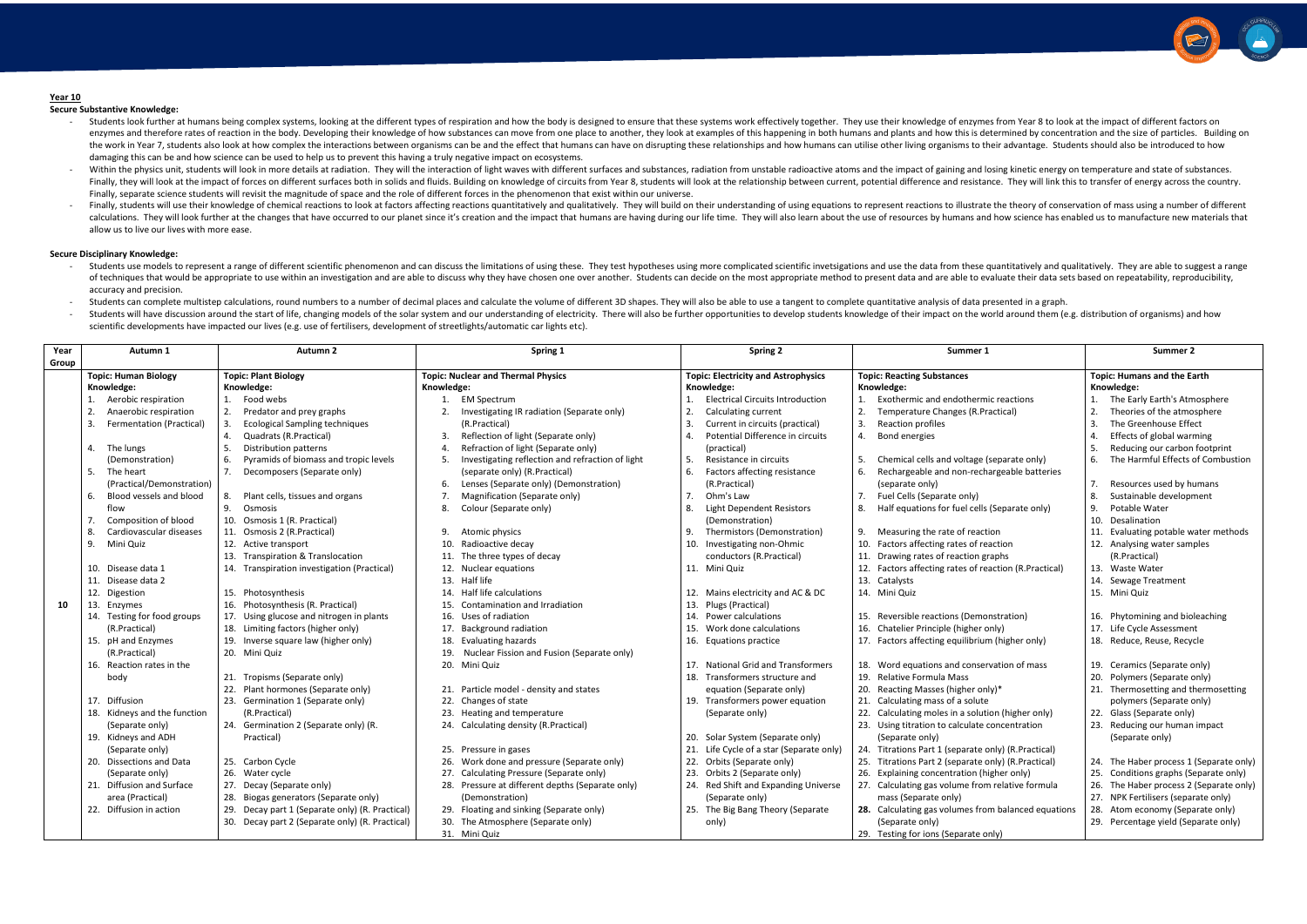**Year 10**

**Secure Substantive Knowledge:**

- Students look further at humans being complex systems, looking at the different types of respiration and how the body is designed to ensure that these systems work effectively together. They use their knowledge of enzymes from Year 8 to look at the impact of different factors on enzymes and therefore rates of reaction in the body. Developing their knowledge of how substances can move from one place to another, they look at examples of this happening in both humans and plants and how this is determined by concentration and the size of particles. Building on the work in Year 7, students also look at how complex the interactions between organisms can be and the effect that humans can have on disrupting these relationships and how humans can utilise other living organisms to their advantage. Students should also be introduced to how damaging this can be and how science can be used to help us to prevent this having a truly negative impact on ecosystems.
- Within the physics unit, students will look in more details at radiation. They will the interaction of light waves with different surfaces and substances, radiation from unstable radioactive atoms and the impact of gaining and losing kinetic energy on temperature and state of substances. Finally, they will look at the impact of forces on different surfaces both in solids and fluids. Building on knowledge of circuits from Year 8, students will look at the relationship between current, potential difference and resistance. They will link this to transfer of energy across the country. Finally, separate science students will revisit the magnitude of space and the role of different forces in the phenomenon that exist within our universe.
- Finally, students will use their knowledge of chemical reactions to look at factors affecting reactions quantitatively and qualitatively. They will build on their understanding of using equations to represent reactions to illustrate the theory of conservation of mass using a number of different calculations. They will look further at the changes that have occurred to our planet since it's creation and the impact that humans are having during our life time. They will also learn about the use of resources by humans and how science has enabled us to manufacture new materials that allow us to live our lives with more ease.

**Secure Disciplinary Knowledge:**

- Students use models to represent a range of different scientific phenomenon and can discuss the limitations of using these. They test hypotheses using more complicated scientific invetsigations and use the data from these quantitatively and qualitatively. They are able to suggest a range of techniques that would be appropriate to use within an investigation and are able to discuss why they have chosen one over another. Students can decide on the most appropriate method to present data and are able to evaluate their data sets based on repeatability, reproducibility, accuracy and precision.
- Students can complete multistep calculations, round numbers to a number of decimal places and calculate the volume of different 3D shapes. They will also be able to use a tangent to complete quantitative analysis of data presented in a graph.
- Students will have discussion around the start of life, changing models of the solar system and our understanding of electricity. There will also be further opportunities to develop students knowledge of their impact on the world around them (e.g. distribution of organisms) and how scientific developments have impacted our lives (e.g. use of fertilisers, development of streetlights/automatic car lights etc).

| Year Group | Autumn 1 | Autumn 2 | Spring 1 | Spring 2 | Summer 1 | Summer 2 |
|---|---|---|---|---|---|---|
| 10 | **Topic: Human Biology**<br>**Knowledge:**<br>1. Aerobic respiration<br>2. Anaerobic respiration<br>3. Fermentation (Practical)<br>4. The lungs (Demonstration)<br>5. The heart (Practical/Demonstration)<br>6. Blood vessels and blood flow<br>7. Composition of blood<br>8. Cardiovascular diseases<br>9. Mini Quiz<br>10. Disease data 1<br>11. Disease data 2<br>12. Digestion<br>13. Enzymes<br>14. Testing for food groups (R.Practical)<br>15. pH and Enzymes (R.Practical)<br>16. Reaction rates in the body<br>17. Diffusion<br>18. Kidneys and the function (Separate only)<br>19. Kidneys and ADH (Separate only)<br>20. Dissections and Data (Separate only)<br>21. Diffusion and Surface area (Practical)<br>22. Diffusion in action | **Topic: Plant Biology**<br>**Knowledge:**<br>1. Food webs<br>2. Predator and prey graphs<br>3. Ecological Sampling techniques<br>4. Quadrats (R.Practical)<br>5. Distribution patterns<br>6. Pyramids of biomass and tropic levels<br>7. Decomposers (Separate only)<br>8. Plant cells, tissues and organs<br>9. Osmosis<br>10. Osmosis 1 (R. Practical)<br>11. Osmosis 2 (R.Practical)<br>12. Active transport<br>13. Transpiration & Translocation<br>14. Transpiration investigation (Practical)<br>15. Photosynthesis<br>16. Photosynthesis (R. Practical)<br>17. Using glucose and nitrogen in plants<br>18. Limiting factors (higher only)<br>19. Inverse square law (higher only)<br>20. Mini Quiz<br>21. Tropisms (Separate only)<br>22. Plant hormones (Separate only)<br>23. Germination 1 (Separate only) (R.Practical)<br>24. Germination 2 (Separate only) (R. Practical)<br>25. Carbon Cycle<br>26. Water cycle<br>27. Decay (Separate only)<br>28. Biogas generators (Separate only)<br>29. Decay part 1 (Separate only) (R. Practical)<br>30. Decay part 2 (Separate only) (R. Practical) | **Topic: Nuclear and Thermal Physics**<br>**Knowledge:**<br>1. EM Spectrum<br>2. Investigating IR radiation (Separate only) (R.Practical)<br>3. Reflection of light (Separate only)<br>4. Refraction of light (Separate only)<br>5. Investigating reflection and refraction of light (separate only) (R.Practical)<br>6. Lenses (Separate only) (Demonstration)<br>7. Magnification (Separate only)<br>8. Colour (Separate only)<br>9. Atomic physics<br>10. Radioactive decay<br>11. The three types of decay<br>12. Nuclear equations<br>13. Half life<br>14. Half life calculations<br>15. Contamination and Irradiation<br>16. Uses of radiation<br>17. Background radiation<br>18. Evaluating hazards<br>19. Nuclear Fission and Fusion (Separate only)<br>20. Mini Quiz<br>21. Particle model - density and states<br>22. Changes of state<br>23. Heating and temperature<br>24. Calculating density (R.Practical)<br>25. Pressure in gases<br>26. Work done and pressure (Separate only)<br>27. Calculating Pressure (Separate only)<br>28. Pressure at different depths (Separate only) (Demonstration)<br>29. Floating and sinking (Separate only)<br>30. The Atmosphere (Separate only)<br>31. Mini Quiz | **Topic: Electricity and Astrophysics**<br>**Knowledge:**<br>1. Electrical Circuits Introduction<br>2. Calculating current<br>3. Current in circuits (practical)<br>4. Potential Difference in circuits (practical)<br>5. Resistance in circuits<br>6. Factors affecting resistance (R.Practical)<br>7. Ohm's Law<br>8. Light Dependent Resistors (Demonstration)<br>9. Thermistors (Demonstration)<br>10. Investigating non-Ohmic conductors (R.Practical)<br>11. Mini Quiz<br>12. Mains electricity and AC & DC<br>13. Plugs (Practical)<br>14. Power calculations<br>15. Work done calculations<br>16. Equations practice<br>17. National Grid and Transformers<br>18. Transformers structure and equation (Separate only)<br>19. Transformers power equation (Separate only)<br>20. Solar System (Separate only)<br>21. Life Cycle of a star (Separate only)<br>22. Orbits (Separate only)<br>23. Orbits 2 (Separate only)<br>24. Red Shift and Expanding Universe (Separate only)<br>25. The Big Bang Theory (Separate only) | **Topic: Reacting Substances**<br>**Knowledge:**<br>1. Exothermic and endothermic reactions<br>2. Temperature Changes (R.Practical)<br>3. Reaction profiles<br>4. Bond energies<br>5. Chemical cells and voltage (separate only)<br>6. Rechargeable and non-rechargeable batteries (separate only)<br>7. Fuel Cells (Separate only)<br>8. Half equations for fuel cells (Separate only)<br>9. Measuring the rate of reaction<br>10. Factors affecting rates of reaction<br>11. Drawing rates of reaction graphs<br>12. Factors affecting rates of reaction (R.Practical)<br>13. Catalysts<br>14. Mini Quiz<br>15. Reversible reactions (Demonstration)<br>16. Chatelier Principle (higher only)<br>17. Factors affecting equilibrium (higher only)<br>18. Word equations and conservation of mass<br>19. Relative Formula Mass<br>20. Reacting Masses (higher only)*<br>21. Calculating mass of a solute<br>22. Calculating moles in a solution (higher only)<br>23. Using titration to calculate concentration (Separate only)<br>24. Titrations Part 1 (separate only) (R.Practical)<br>25. Titrations Part 2 (separate only) (R.Practical)<br>26. Explaining concentration (higher only)<br>27. Calculating gas volume from relative formula mass (Separate only)<br>**28.** Calculating gas volumes from balanced equations (Separate only)<br>29. Testing for ions (Separate only) | **Topic: Humans and the Earth**<br>**Knowledge:**<br>1. The Early Earth's Atmosphere<br>2. Theories of the atmosphere<br>3. The Greenhouse Effect<br>4. Effects of global warming<br>5. Reducing our carbon footprint<br>6. The Harmful Effects of Combustion<br>7. Resources used by humans<br>8. Sustainable development<br>9. Potable Water<br>10. Desalination<br>11. Evaluating potable water methods<br>12. Analysing water samples (R.Practical)<br>13. Waste Water<br>14. Sewage Treatment<br>15. Mini Quiz<br>16. Phytomining and bioleaching<br>17. Life Cycle Assessment<br>18. Reduce, Reuse, Recycle<br>19. Ceramics (Separate only)<br>20. Polymers (Separate only)<br>21. Thermosetting and thermosetting polymers (Separate only)<br>22. Glass (Separate only)<br>23. Reducing our human impact (Separate only)<br>24. The Haber process 1 (Separate only)<br>25. Conditions graphs (Separate only)<br>26. The Haber process 2 (Separate only)<br>27. NPK Fertilisers (separate only)<br>28. Atom economy (Separate only)<br>29. Percentage yield (Separate only) |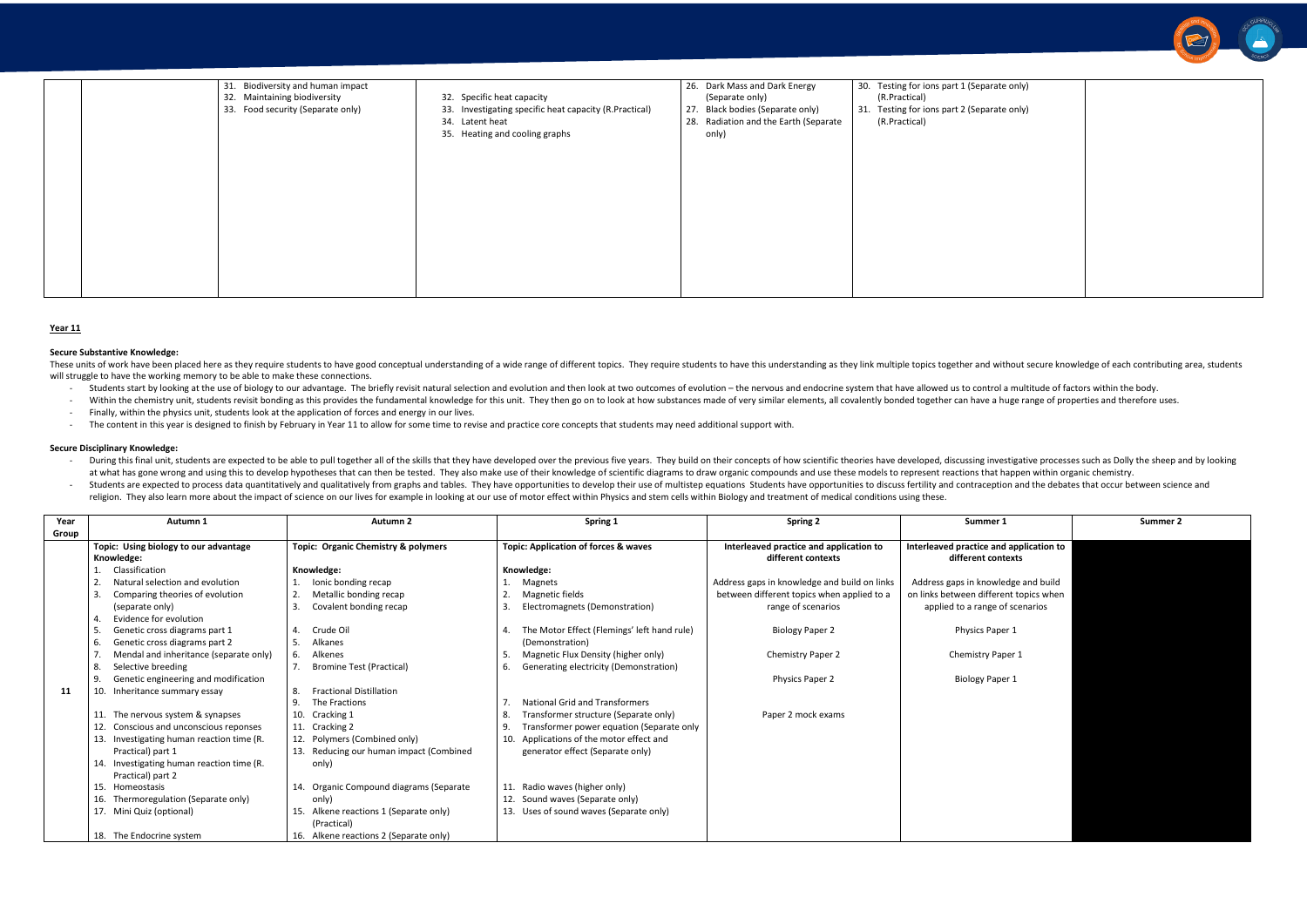| | | | | | | |
|---|---|---|---|---|---|---|
| | | 31. Biodiversity and human impact<br>32. Maintaining biodiversity<br>33. Food security (Separate only) | 32. Specific heat capacity<br>33. Investigating specific heat capacity (R.Practical)<br>34. Latent heat<br>35. Heating and cooling graphs | 26. Dark Mass and Dark Energy (Separate only)<br>27. Black bodies (Separate only)<br>28. Radiation and the Earth (Separate only) | 30. Testing for ions part 1 (Separate only) (R.Practical)<br>31. Testing for ions part 2 (Separate only) (R.Practical) | |

**Year 11**

**Secure Substantive Knowledge:**

These units of work have been placed here as they require students to have good conceptual understanding of a wide range of different topics. They require students to have this understanding as they link multiple topics together and without secure knowledge of each contributing area, students will struggle to have the working memory to be able to make these connections.

- Students start by looking at the use of biology to our advantage. The briefly revisit natural selection and evolution and then look at two outcomes of evolution – the nervous and endocrine system that have allowed us to control a multitude of factors within the body.
- Within the chemistry unit, students revisit bonding as this provides the fundamental knowledge for this unit. They then go on to look at how substances made of very similar elements, all covalently bonded together can have a huge range of properties and therefore uses.
- Finally, within the physics unit, students look at the application of forces and energy in our lives.
- The content in this year is designed to finish by February in Year 11 to allow for some time to revise and practice core concepts that students may need additional support with.

**Secure Disciplinary Knowledge:**

- During this final unit, students are expected to be able to pull together all of the skills that they have developed over the previous five years. They build on their concepts of how scientific theories have developed, discussing investigative processes such as Dolly the sheep and by looking at what has gone wrong and using this to develop hypotheses that can then be tested. They also make use of their knowledge of scientific diagrams to draw organic compounds and use these models to represent reactions that happen within organic chemistry.
- Students are expected to process data quantitatively and qualitatively from graphs and tables. They have opportunities to develop their use of multistep equations Students have opportunities to discuss fertility and contraception and the debates that occur between science and religion. They also learn more about the impact of science on our lives for example in looking at our use of motor effect within Physics and stem cells within Biology and treatment of medical conditions using these.

| Year Group | Autumn 1 | Autumn 2 | Spring 1 | Spring 2 | Summer 1 | Summer 2 |
|---|---|---|---|---|---|---|
| 11 | **Topic: Using biology to our advantage**<br>**Knowledge:**<br>1. Classification<br>2. Natural selection and evolution<br>3. Comparing theories of evolution (separate only)<br>4. Evidence for evolution<br>5. Genetic cross diagrams part 1<br>6. Genetic cross diagrams part 2<br>7. Mendal and inheritance (separate only)<br>8. Selective breeding<br>9. Genetic engineering and modification<br>10. Inheritance summary essay<br>11. The nervous system & synapses<br>12. Conscious and unconscious reponses<br>13. Investigating human reaction time (R. Practical) part 1<br>14. Investigating human reaction time (R. Practical) part 2<br>15. Homeostasis<br>16. Thermoregulation (Separate only)<br>17. Mini Quiz (optional)<br>18. The Endocrine system | **Topic: Organic Chemistry & polymers**<br>**Knowledge:**<br>1. Ionic bonding recap<br>2. Metallic bonding recap<br>3. Covalent bonding recap<br>4. Crude Oil<br>5. Alkanes<br>6. Alkenes<br>7. Bromine Test (Practical)<br>8. Fractional Distillation<br>9. The Fractions<br>10. Cracking 1<br>11. Cracking 2<br>12. Polymers (Combined only)<br>13. Reducing our human impact (Combined only)<br>14. Organic Compound diagrams (Separate only)<br>15. Alkene reactions 1 (Separate only) (Practical)<br>16. Alkene reactions 2 (Separate only) | **Topic: Application of forces & waves**<br>**Knowledge:**<br>1. Magnets<br>2. Magnetic fields<br>3. Electromagnets (Demonstration)<br>4. The Motor Effect (Flemings' left hand rule) (Demonstration)<br>5. Magnetic Flux Density (higher only)<br>6. Generating electricity (Demonstration)<br>7. National Grid and Transformers<br>8. Transformer structure (Separate only)<br>9. Transformer power equation (Separate only<br>10. Applications of the motor effect and generator effect (Separate only)<br>11. Radio waves (higher only)<br>12. Sound waves (Separate only)<br>13. Uses of sound waves (Separate only) | **Interleaved practice and application to different contexts**<br>Address gaps in knowledge and build on links between different topics when applied to a range of scenarios<br>Biology Paper 2<br>Chemistry Paper 2<br>Physics Paper 2<br>Paper 2 mock exams | **Interleaved practice and application to different contexts**<br>Address gaps in knowledge and build on links between different topics when applied to a range of scenarios<br>Physics Paper 1<br>Chemistry Paper 1<br>Biology Paper 1 | |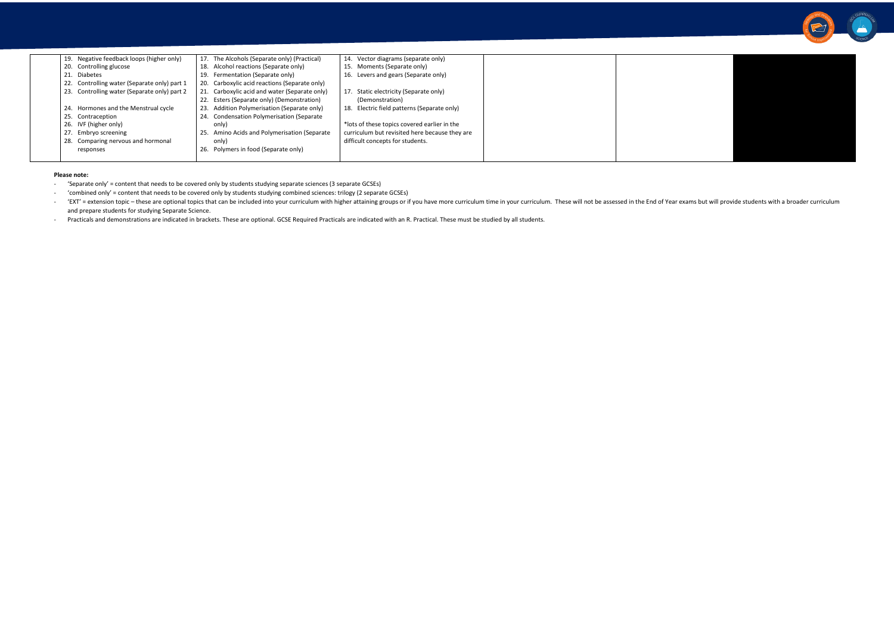| | | | | | | |
|---|---|---|---|---|---|---|
| | 19. Negative feedback loops (higher only)<br>20. Controlling glucose<br>21. Diabetes<br>22. Controlling water (Separate only) part 1<br>23. Controlling water (Separate only) part 2<br><br>24. Hormones and the Menstrual cycle<br>25. Contraception<br>26. IVF (higher only)<br>27. Embryo screening<br>28. Comparing nervous and hormonal responses | 17. The Alcohols (Separate only) (Practical)<br>18. Alcohol reactions (Separate only)<br>19. Fermentation (Separate only)<br>20. Carboxylic acid reactions (Separate only)<br>21. Carboxylic acid and water (Separate only)<br>22. Esters (Separate only) (Demonstration)<br>23. Addition Polymerisation (Separate only)<br>24. Condensation Polymerisation (Separate only)<br>25. Amino Acids and Polymerisation (Separate only)<br>26. Polymers in food (Separate only) | 14. Vector diagrams (separate only)<br>15. Moments (Separate only)<br>16. Levers and gears (Separate only)<br><br>17. Static electricity (Separate only) (Demonstration)<br>18. Electric field patterns (Separate only)<br><br>*lots of these topics covered earlier in the curriculum but revisited here because they are difficult concepts for students. | | | |

**Please note:**

- 'Separate only' = content that needs to be covered only by students studying separate sciences (3 separate GCSEs)
- 'combined only' = content that needs to be covered only by students studying combined sciences: trilogy (2 separate GCSEs)
- 'EXT' = extension topic – these are optional topics that can be included into your curriculum with higher attaining groups or if you have more curriculum time in your curriculum. These will not be assessed in the End of Year exams but will provide students with a broader curriculum and prepare students for studying Separate Science.
- Practicals and demonstrations are indicated in brackets. These are optional. GCSE Required Practicals are indicated with an R. Practical. These must be studied by all students.